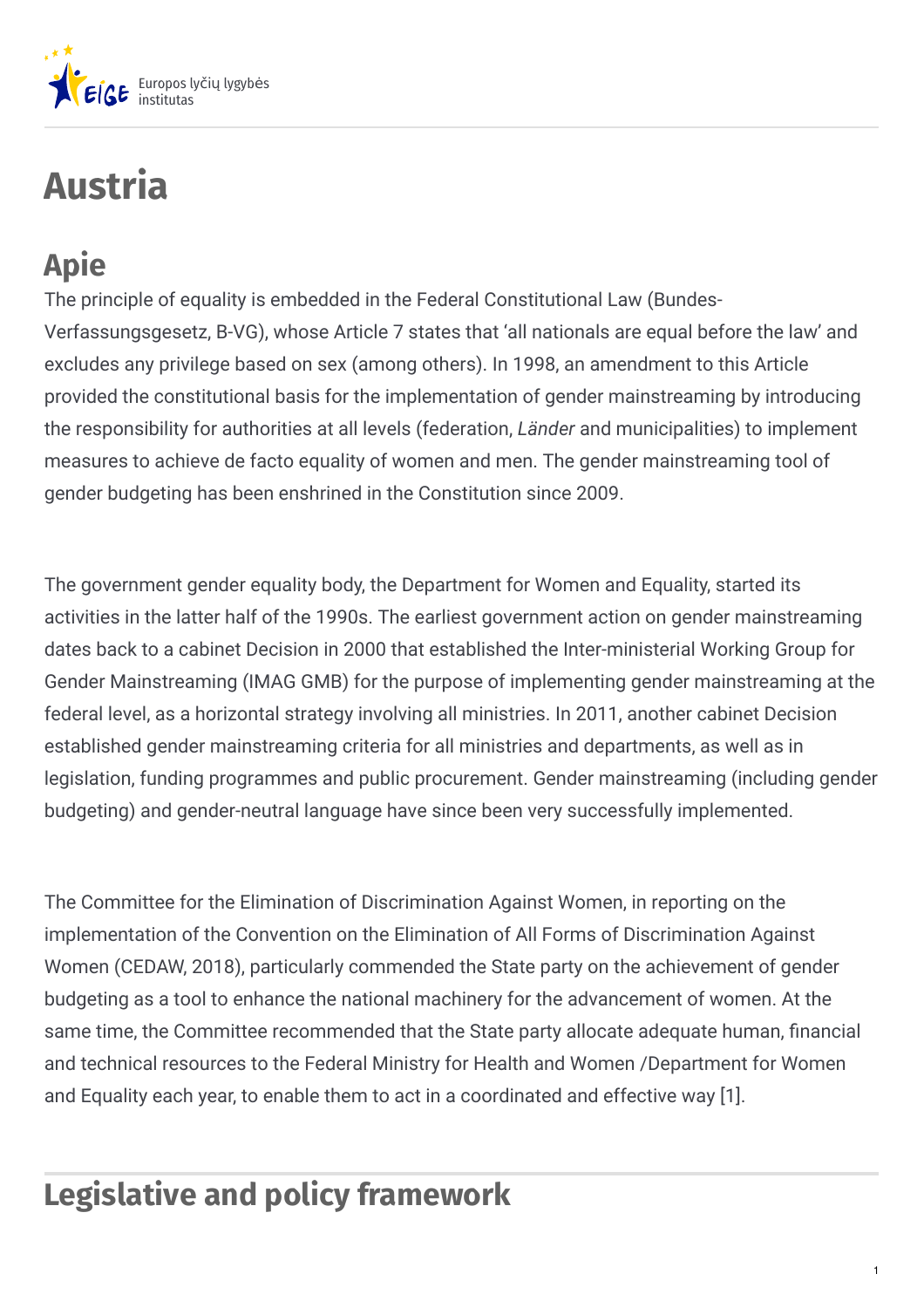# Austria

## Apie

The principle of equality is embedded in the Federal Constitutional Law (Bundes-Verfassungsgesetz, B-VG), whose Article 7 states that 'all nationals are equal before the law' and excludes any privilege based on sex (among others). In 1998, an amendment to this Article provided the constitutional basis for the implementation of gender mainstreaming by introducing the responsibility for authorities at all levels (federation, *Länder* and municipalities) to implement measures to achieve de facto equality of women and men. The gender mainstreaming tool of gender budgeting has been enshrined in the Constitution since 2009.

The government gender equality body, the Department for Women and Equality, started its activities in the latter half of the 1990s. The earliest government action on gender mainstreaming dates back to a cabinet Decision in 2000 that established the Inter-ministerial Working Group for Gender Mainstreaming (IMAG GMB) for the purpose of implementing gender mainstreaming at the federal level, as a horizontal strategy involving all ministries. In 2011, another cabinet Decision established gender mainstreaming criteria for all ministries and departments, as well as in legislation, funding programmes and public procurement. Gender mainstreaming (including gender budgeting) and gender-neutral language have since been very successfully implemented.

The Committee for the Elimination of Discrimination Against Women, in reporting on the implementation of the Convention on the Elimination of All Forms of Discrimination Against Women (CEDAW, 2018), particularly commended the State party on the achievement of gender budgeting as a tool to enhance the national machinery for the advancement of women. At the same time, the Committee recommended that the State party allocate adequate human, financial and technical resources to the Federal Ministry for Health and Women /Department for Women and Equality each year, to enable them to act in a coordinated and effective way [1].

## Legislative and policy framework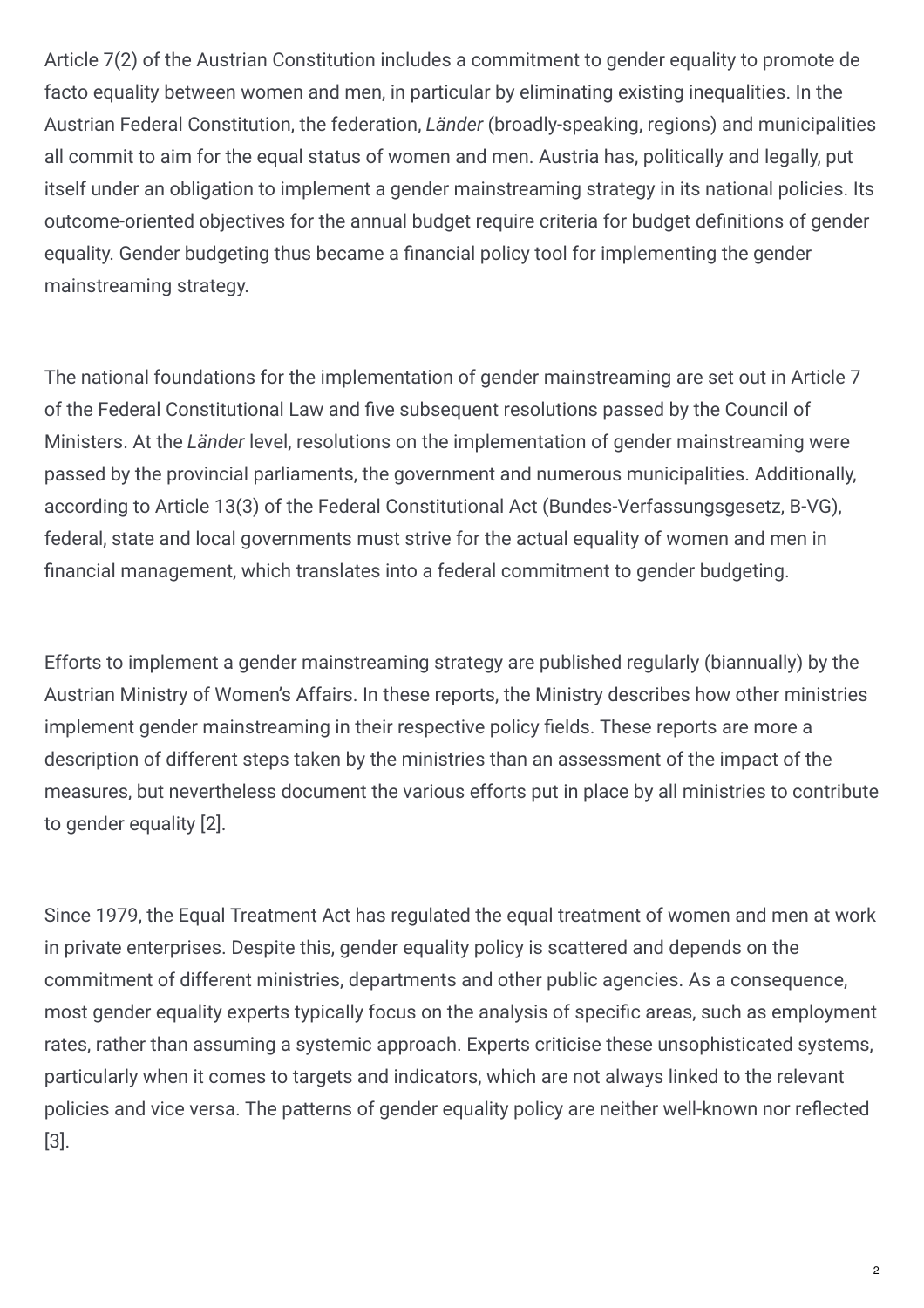Article 7(2) of the Austrian Constitution includes a commitment to gender equality to promote de facto equality between women and men, in particular by eliminating existing inequalities. In the Austrian Federal Constitution, the federation, *Länder* (broadly-speaking, regions) and municipalities all commit to aim for the equal status of women and men. Austria has, politically and legally, put itself under an obligation to implement a gender mainstreaming strategy in its national policies. Its outcome-oriented objectives for the annual budget require criteria for budget definitions of gender equality. Gender budgeting thus became a financial policy tool for implementing the gender mainstreaming strategy.

The national foundations for the implementation of gender mainstreaming are set out in Article 7 of the Federal Constitutional Law and five subsequent resolutions passed by the Council of Ministers. At the *Länder* level, resolutions on the implementation of gender mainstreaming were passed by the provincial parliaments, the government and numerous municipalities. Additionally, according to Article 13(3) of the Federal Constitutional Act (Bundes-Verfassungsgesetz, B-VG), federal, state and local governments must strive for the actual equality of women and men in financial management, which translates into a federal commitment to gender budgeting.

Efforts to implement a gender mainstreaming strategy are published regularly (biannually) by the Austrian Ministry of Women's Affairs. In these reports, the Ministry describes how other ministries implement gender mainstreaming in their respective policy fields. These reports are more a description of different steps taken by the ministries than an assessment of the impact of the measures, but nevertheless document the various efforts put in place by all ministries to contribute to gender equality [2].

Since 1979, the Equal Treatment Act has regulated the equal treatment of women and men at work in private enterprises. Despite this, gender equality policy is scattered and depends on the commitment of different ministries, departments and other public agencies. As a consequence, most gender equality experts typically focus on the analysis of specific areas, such as employment rates, rather than assuming a systemic approach. Experts criticise these unsophisticated systems, particularly when it comes to targets and indicators, which are not always linked to the relevant policies and vice versa. The patterns of gender equality policy are neither well-known nor reflected [3].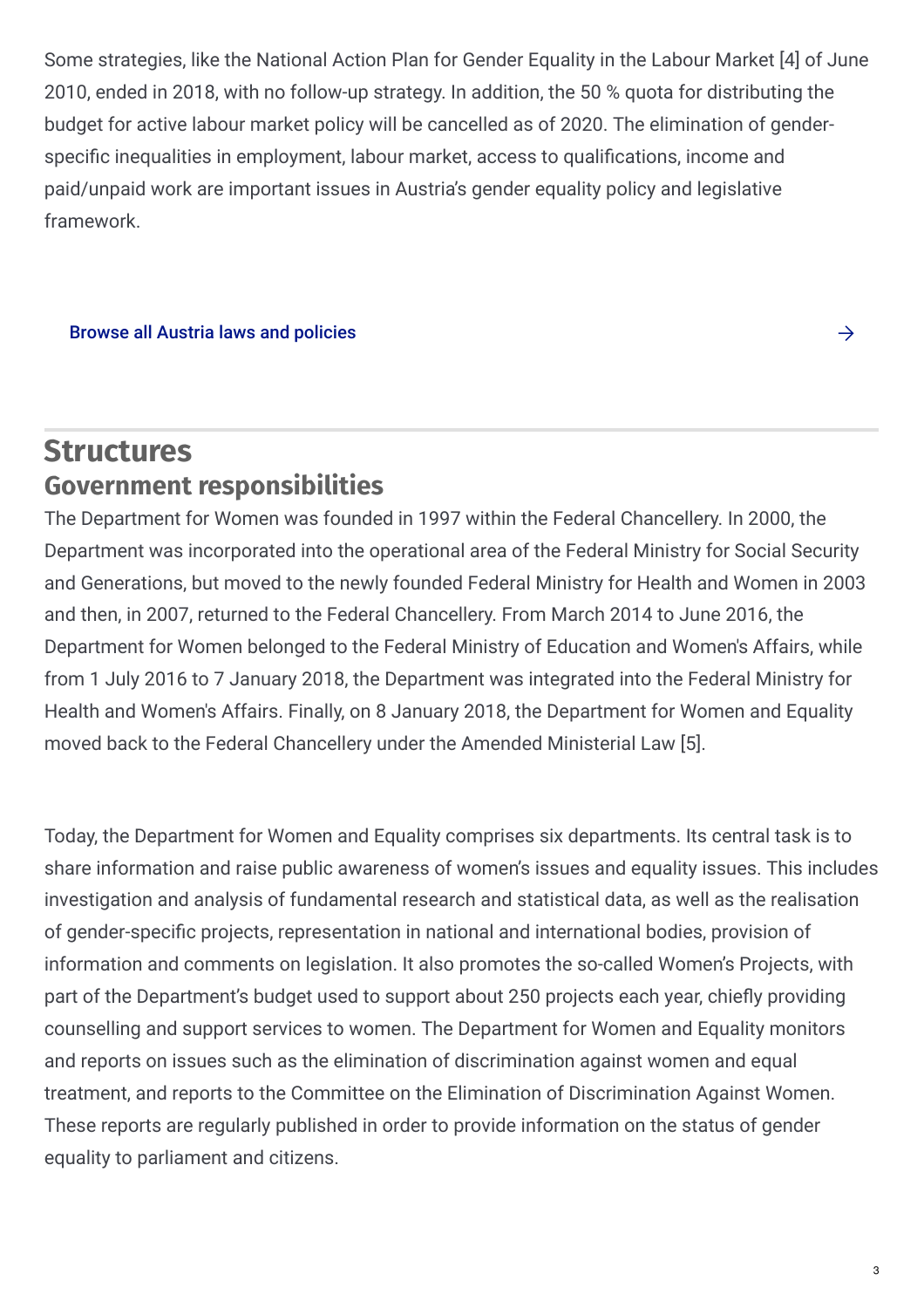Some strategies, like the National Action Plan for Gender Equality in the Labour Market [4] of June 2010, ended in 2018, with no follow-up strategy. In addition, the 50 % quota for distributing the budget for active labour market policy will be cancelled as of 2020. The elimination of gender-specific inequalities in employment, labour market, access to qualifications, income and paid/unpaid work are important issues in Austria's gender equality policy and legislative framework.

Browse all Austria laws and policies →

## Structures

### Government responsibilities

The Department for Women was founded in 1997 within the Federal Chancellery. In 2000, the Department was incorporated into the operational area of the Federal Ministry for Social Security and Generations, but moved to the newly founded Federal Ministry for Health and Women in 2003 and then, in 2007, returned to the Federal Chancellery. From March 2014 to June 2016, the Department for Women belonged to the Federal Ministry of Education and Women's Affairs, while from 1 July 2016 to 7 January 2018, the Department was integrated into the Federal Ministry for Health and Women's Affairs. Finally, on 8 January 2018, the Department for Women and Equality moved back to the Federal Chancellery under the Amended Ministerial Law [5].

Today, the Department for Women and Equality comprises six departments. Its central task is to share information and raise public awareness of women's issues and equality issues. This includes investigation and analysis of fundamental research and statistical data, as well as the realisation of gender-specific projects, representation in national and international bodies, provision of information and comments on legislation. It also promotes the so-called Women's Projects, with part of the Department's budget used to support about 250 projects each year, chiefly providing counselling and support services to women. The Department for Women and Equality monitors and reports on issues such as the elimination of discrimination against women and equal treatment, and reports to the Committee on the Elimination of Discrimination Against Women. These reports are regularly published in order to provide information on the status of gender equality to parliament and citizens.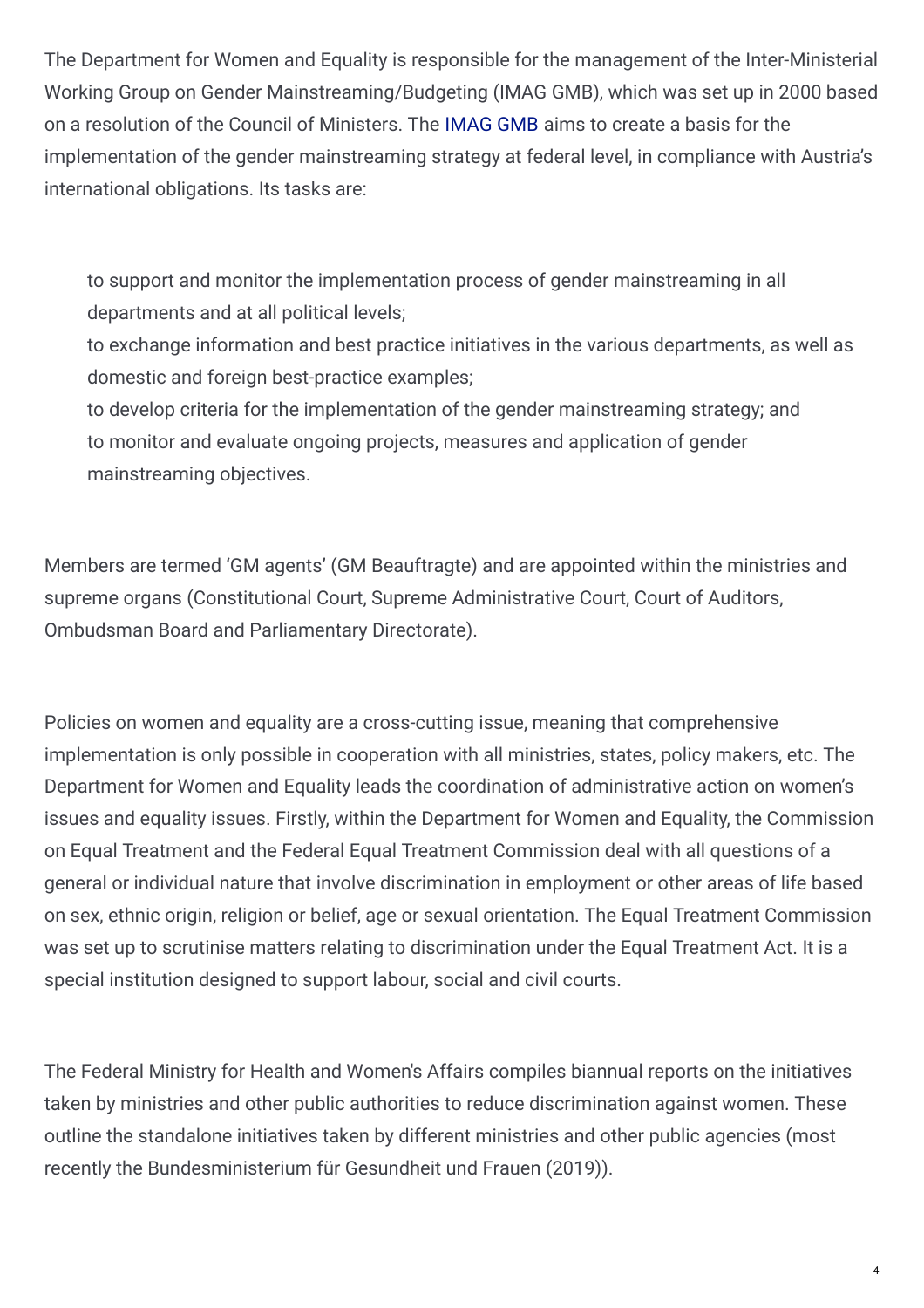The Department for Women and Equality is responsible for the management of the Inter-Ministerial Working Group on Gender Mainstreaming/Budgeting (IMAG GMB), which was set up in 2000 based on a resolution of the Council of Ministers. The IMAG GMB aims to create a basis for the implementation of the gender mainstreaming strategy at federal level, in compliance with Austria's international obligations. Its tasks are:

- to support and monitor the implementation process of gender mainstreaming in all departments and at all political levels;
- to exchange information and best practice initiatives in the various departments, as well as domestic and foreign best-practice examples;
- to develop criteria for the implementation of the gender mainstreaming strategy; and
- to monitor and evaluate ongoing projects, measures and application of gender mainstreaming objectives.

Members are termed 'GM agents' (GM Beauftragte) and are appointed within the ministries and supreme organs (Constitutional Court, Supreme Administrative Court, Court of Auditors, Ombudsman Board and Parliamentary Directorate).

Policies on women and equality are a cross-cutting issue, meaning that comprehensive implementation is only possible in cooperation with all ministries, states, policy makers, etc. The Department for Women and Equality leads the coordination of administrative action on women's issues and equality issues. Firstly, within the Department for Women and Equality, the Commission on Equal Treatment and the Federal Equal Treatment Commission deal with all questions of a general or individual nature that involve discrimination in employment or other areas of life based on sex, ethnic origin, religion or belief, age or sexual orientation. The Equal Treatment Commission was set up to scrutinise matters relating to discrimination under the Equal Treatment Act. It is a special institution designed to support labour, social and civil courts.

The Federal Ministry for Health and Women's Affairs compiles biannual reports on the initiatives taken by ministries and other public authorities to reduce discrimination against women. These outline the standalone initiatives taken by different ministries and other public agencies (most recently the Bundesministerium für Gesundheit und Frauen (2019)).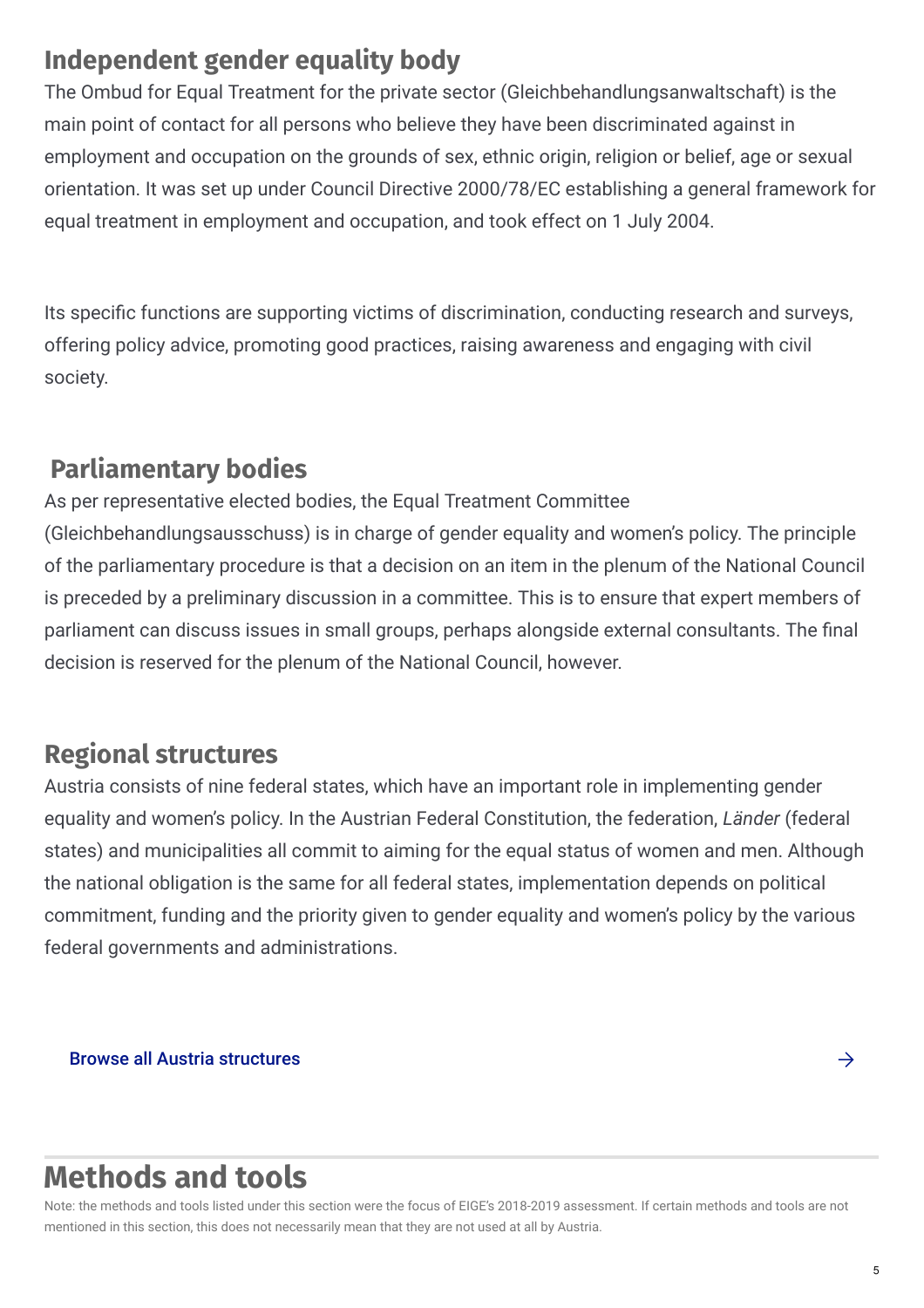## Independent gender equality body

The Ombud for Equal Treatment for the private sector (Gleichbehandlungsanwaltschaft) is the main point of contact for all persons who believe they have been discriminated against in employment and occupation on the grounds of sex, ethnic origin, religion or belief, age or sexual orientation. It was set up under Council Directive 2000/78/EC establishing a general framework for equal treatment in employment and occupation, and took effect on 1 July 2004.

Its specific functions are supporting victims of discrimination, conducting research and surveys, offering policy advice, promoting good practices, raising awareness and engaging with civil society.

## Parliamentary bodies

As per representative elected bodies, the Equal Treatment Committee (Gleichbehandlungsausschuss) is in charge of gender equality and women's policy. The principle of the parliamentary procedure is that a decision on an item in the plenum of the National Council is preceded by a preliminary discussion in a committee. This is to ensure that expert members of parliament can discuss issues in small groups, perhaps alongside external consultants. The final decision is reserved for the plenum of the National Council, however.

## Regional structures

Austria consists of nine federal states, which have an important role in implementing gender equality and women's policy. In the Austrian Federal Constitution, the federation, *Länder* (federal states) and municipalities all commit to aiming for the equal status of women and men. Although the national obligation is the same for all federal states, implementation depends on political commitment, funding and the priority given to gender equality and women's policy by the various federal governments and administrations.

Browse all Austria structures →

# Methods and tools

Note: the methods and tools listed under this section were the focus of EIGE's 2018-2019 assessment. If certain methods and tools are not mentioned in this section, this does not necessarily mean that they are not used at all by Austria.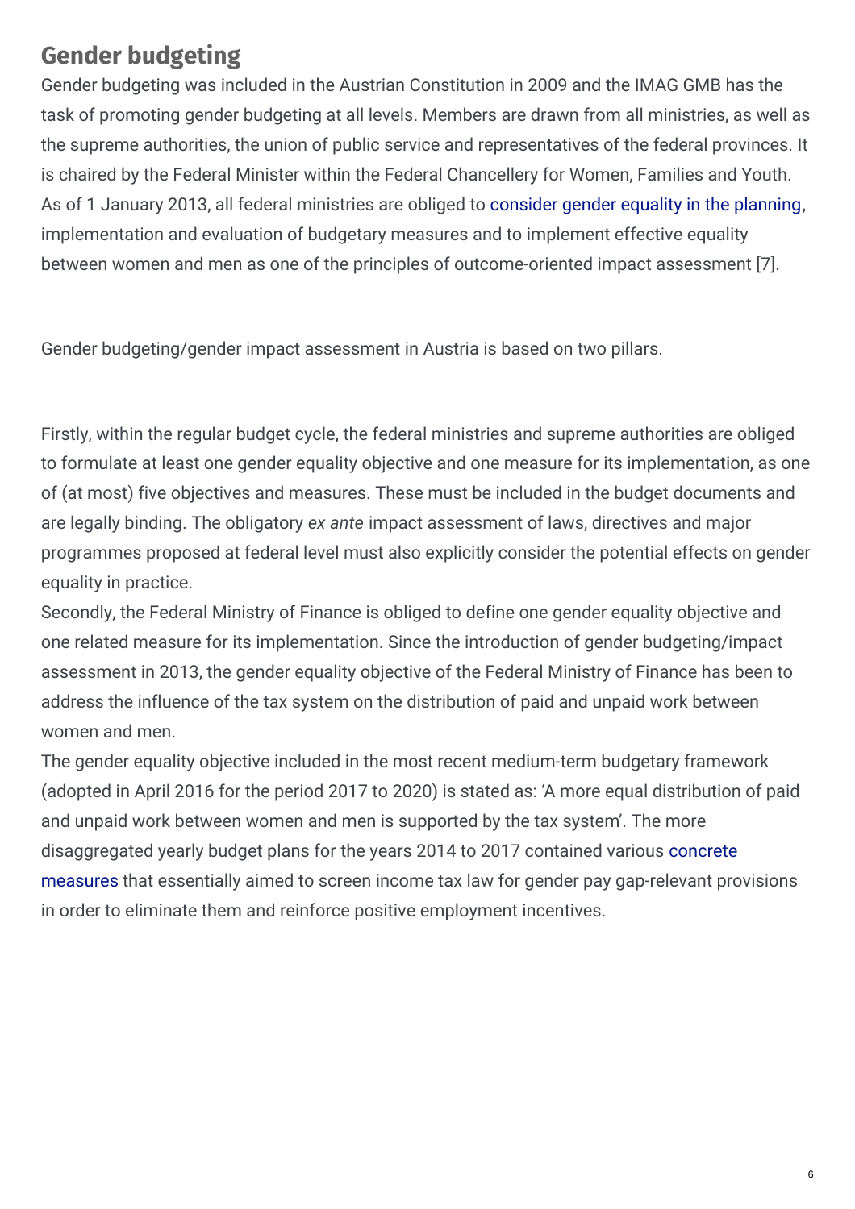## Gender budgeting

Gender budgeting was included in the Austrian Constitution in 2009 and the IMAG GMB has the task of promoting gender budgeting at all levels. Members are drawn from all ministries, as well as the supreme authorities, the union of public service and representatives of the federal provinces. It is chaired by the Federal Minister within the Federal Chancellery for Women, Families and Youth. As of 1 January 2013, all federal ministries are obliged to consider gender equality in the planning, implementation and evaluation of budgetary measures and to implement effective equality between women and men as one of the principles of outcome-oriented impact assessment [7].

Gender budgeting/gender impact assessment in Austria is based on two pillars.

Firstly, within the regular budget cycle, the federal ministries and supreme authorities are obliged to formulate at least one gender equality objective and one measure for its implementation, as one of (at most) five objectives and measures. These must be included in the budget documents and are legally binding. The obligatory *ex ante* impact assessment of laws, directives and major programmes proposed at federal level must also explicitly consider the potential effects on gender equality in practice.

Secondly, the Federal Ministry of Finance is obliged to define one gender equality objective and one related measure for its implementation. Since the introduction of gender budgeting/impact assessment in 2013, the gender equality objective of the Federal Ministry of Finance has been to address the influence of the tax system on the distribution of paid and unpaid work between women and men.

The gender equality objective included in the most recent medium-term budgetary framework (adopted in April 2016 for the period 2017 to 2020) is stated as: 'A more equal distribution of paid and unpaid work between women and men is supported by the tax system'. The more disaggregated yearly budget plans for the years 2014 to 2017 contained various concrete measures that essentially aimed to screen income tax law for gender pay gap-relevant provisions in order to eliminate them and reinforce positive employment incentives.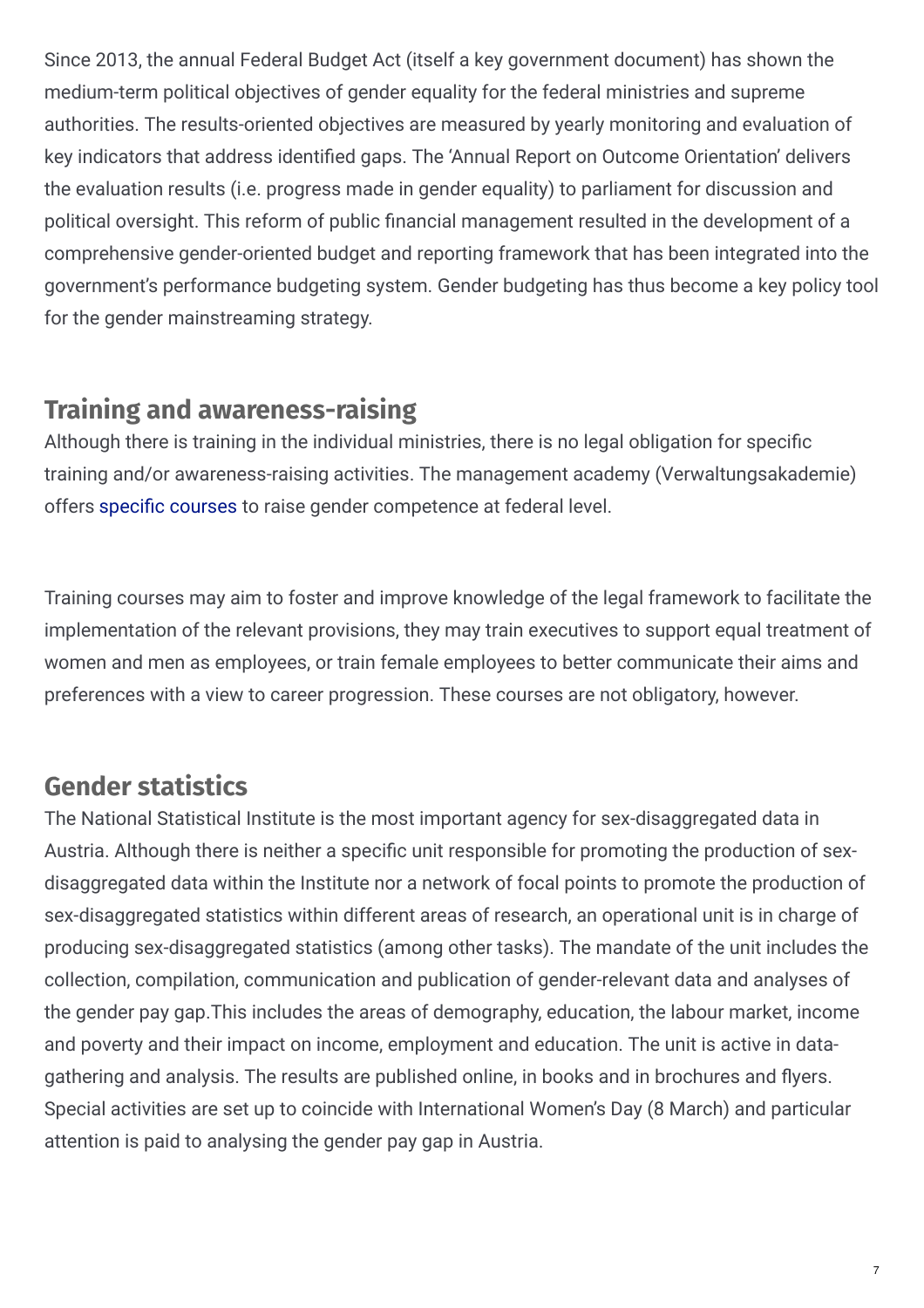Since 2013, the annual Federal Budget Act (itself a key government document) has shown the medium-term political objectives of gender equality for the federal ministries and supreme authorities. The results-oriented objectives are measured by yearly monitoring and evaluation of key indicators that address identified gaps. The 'Annual Report on Outcome Orientation' delivers the evaluation results (i.e. progress made in gender equality) to parliament for discussion and political oversight. This reform of public financial management resulted in the development of a comprehensive gender-oriented budget and reporting framework that has been integrated into the government's performance budgeting system. Gender budgeting has thus become a key policy tool for the gender mainstreaming strategy.

## Training and awareness-raising

Although there is training in the individual ministries, there is no legal obligation for specific training and/or awareness-raising activities. The management academy (Verwaltungsakademie) offers specific courses to raise gender competence at federal level.

Training courses may aim to foster and improve knowledge of the legal framework to facilitate the implementation of the relevant provisions, they may train executives to support equal treatment of women and men as employees, or train female employees to better communicate their aims and preferences with a view to career progression. These courses are not obligatory, however.

## Gender statistics

The National Statistical Institute is the most important agency for sex-disaggregated data in Austria. Although there is neither a specific unit responsible for promoting the production of sex-disaggregated data within the Institute nor a network of focal points to promote the production of sex-disaggregated statistics within different areas of research, an operational unit is in charge of producing sex-disaggregated statistics (among other tasks). The mandate of the unit includes the collection, compilation, communication and publication of gender-relevant data and analyses of the gender pay gap.This includes the areas of demography, education, the labour market, income and poverty and their impact on income, employment and education. The unit is active in data-gathering and analysis. The results are published online, in books and in brochures and flyers. Special activities are set up to coincide with International Women's Day (8 March) and particular attention is paid to analysing the gender pay gap in Austria.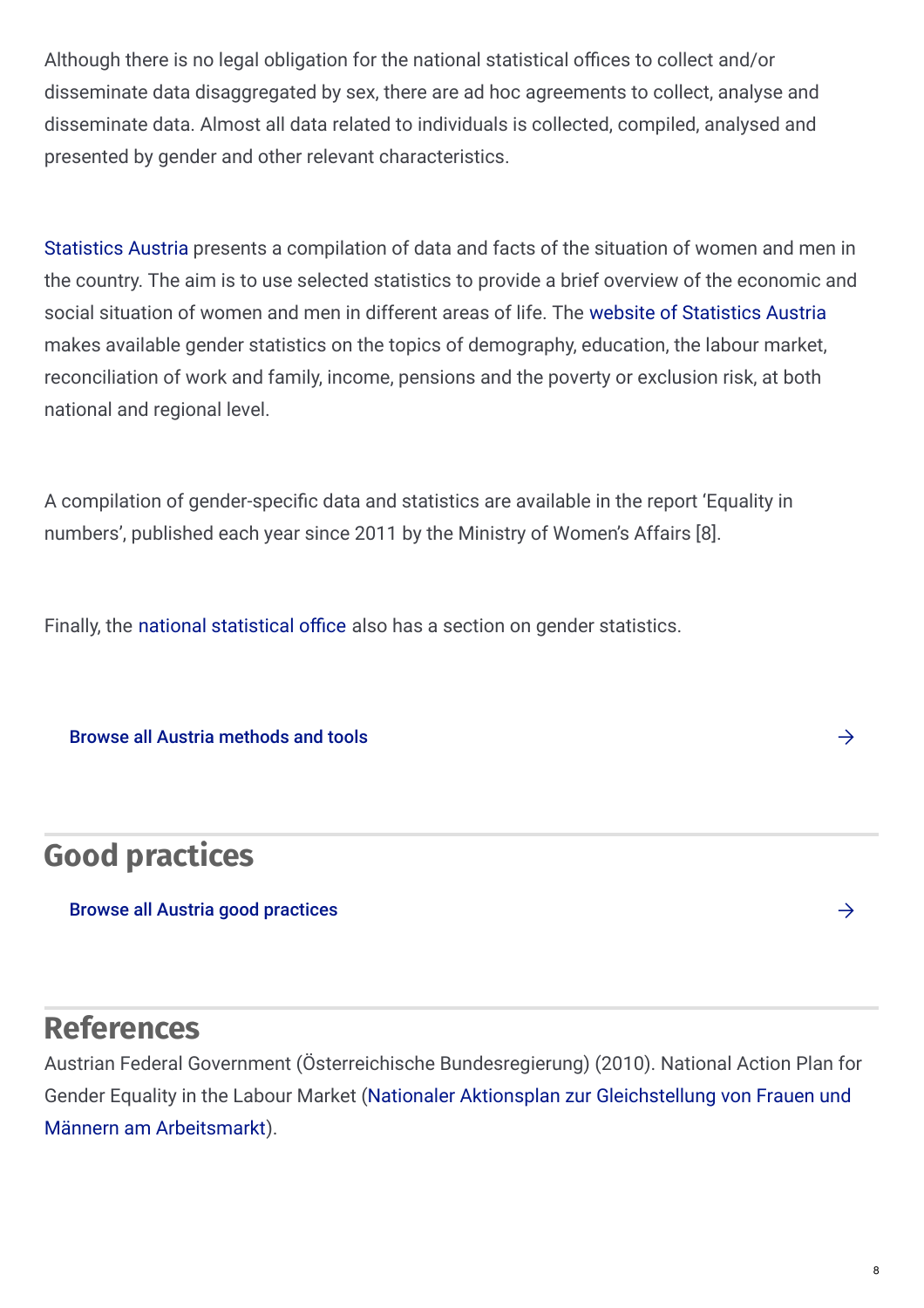Although there is no legal obligation for the national statistical offices to collect and/or disseminate data disaggregated by sex, there are ad hoc agreements to collect, analyse and disseminate data. Almost all data related to individuals is collected, compiled, analysed and presented by gender and other relevant characteristics.

Statistics Austria presents a compilation of data and facts of the situation of women and men in the country. The aim is to use selected statistics to provide a brief overview of the economic and social situation of women and men in different areas of life. The website of Statistics Austria makes available gender statistics on the topics of demography, education, the labour market, reconciliation of work and family, income, pensions and the poverty or exclusion risk, at both national and regional level.

A compilation of gender-specific data and statistics are available in the report 'Equality in numbers', published each year since 2011 by the Ministry of Women's Affairs [8].

Finally, the national statistical office also has a section on gender statistics.

Browse all Austria methods and tools →

## Good practices

Browse all Austria good practices →

## References

Austrian Federal Government (Österreichische Bundesregierung) (2010). National Action Plan for Gender Equality in the Labour Market (Nationaler Aktionsplan zur Gleichstellung von Frauen und Männern am Arbeitsmarkt).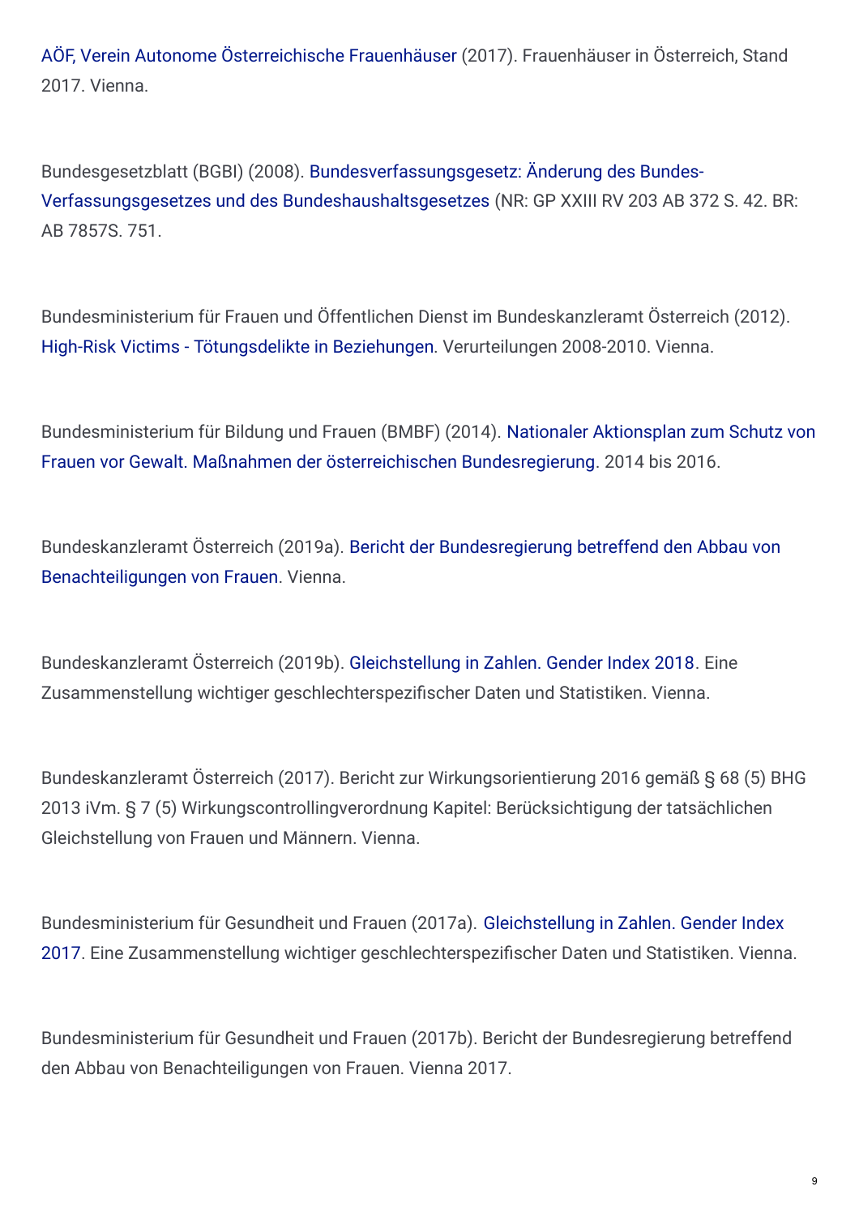AÖF, Verein Autonome Österreichische Frauenhäuser (2017). Frauenhäuser in Österreich, Stand 2017. Vienna.

Bundesgesetzblatt (BGBl) (2008). Bundesverfassungsgesetz: Änderung des Bundes-Verfassungsgesetzes und des Bundeshaushaltsgesetzes (NR: GP XXIII RV 203 AB 372 S. 42. BR: AB 7857S. 751.

Bundesministerium für Frauen und Öffentlichen Dienst im Bundeskanzleramt Österreich (2012). High-Risk Victims - Tötungsdelikte in Beziehungen. Verurteilungen 2008-2010. Vienna.

Bundesministerium für Bildung und Frauen (BMBF) (2014). Nationaler Aktionsplan zum Schutz von Frauen vor Gewalt. Maßnahmen der österreichischen Bundesregierung. 2014 bis 2016.

Bundeskanzleramt Österreich (2019a). Bericht der Bundesregierung betreffend den Abbau von Benachteiligungen von Frauen. Vienna.

Bundeskanzleramt Österreich (2019b). Gleichstellung in Zahlen. Gender Index 2018. Eine Zusammenstellung wichtiger geschlechterspezifischer Daten und Statistiken. Vienna.

Bundeskanzleramt Österreich (2017). Bericht zur Wirkungsorientierung 2016 gemäß § 68 (5) BHG 2013 iVm. § 7 (5) Wirkungscontrollingverordnung Kapitel: Berücksichtigung der tatsächlichen Gleichstellung von Frauen und Männern. Vienna.

Bundesministerium für Gesundheit und Frauen (2017a). Gleichstellung in Zahlen. Gender Index 2017. Eine Zusammenstellung wichtiger geschlechterspezifischer Daten und Statistiken. Vienna.

Bundesministerium für Gesundheit und Frauen (2017b). Bericht der Bundesregierung betreffend den Abbau von Benachteiligungen von Frauen. Vienna 2017.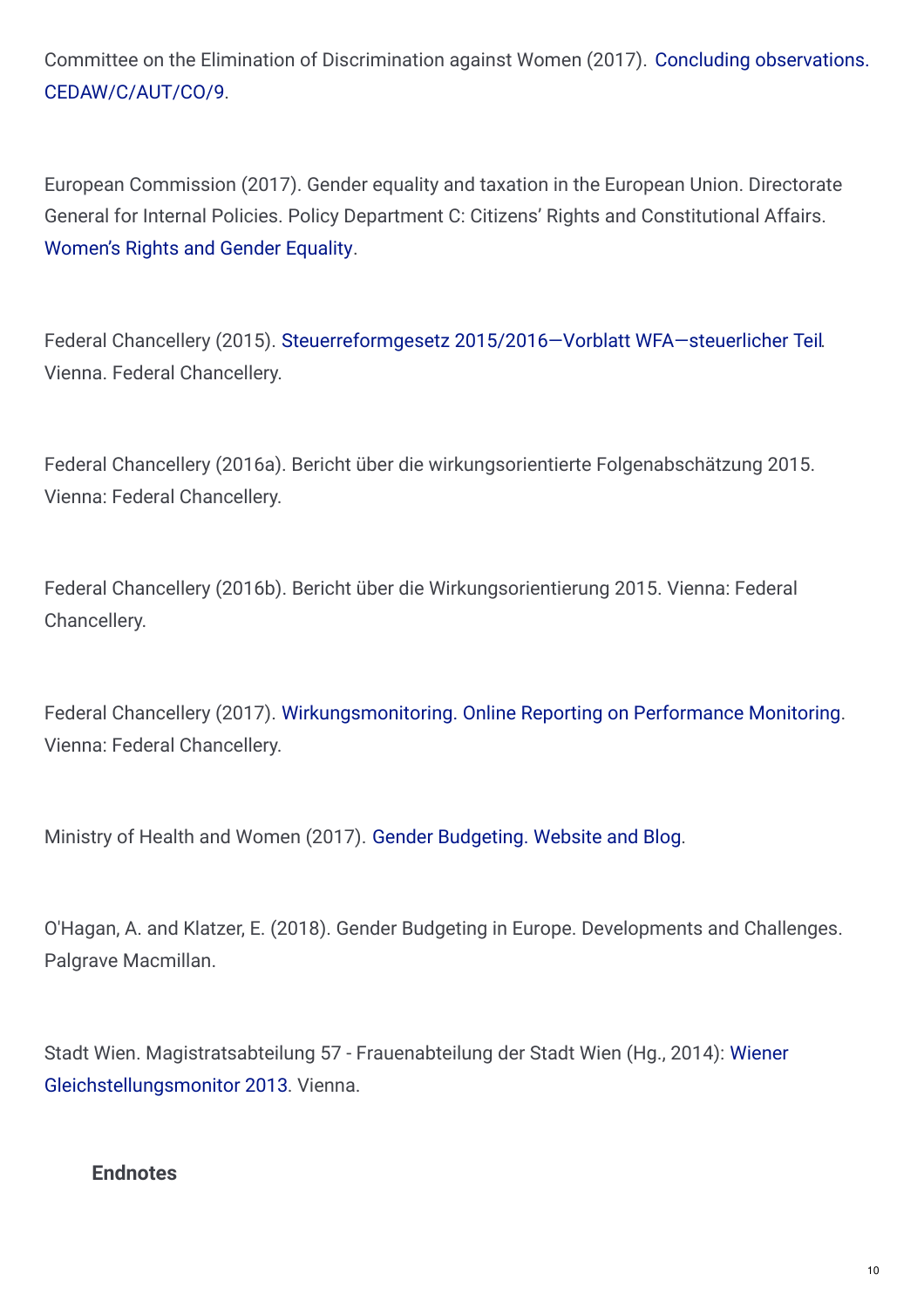Committee on the Elimination of Discrimination against Women (2017). Concluding observations. CEDAW/C/AUT/CO/9.

European Commission (2017). Gender equality and taxation in the European Union. Directorate General for Internal Policies. Policy Department C: Citizens' Rights and Constitutional Affairs. Women's Rights and Gender Equality.

Federal Chancellery (2015). Steuerreformgesetz 2015/2016—Vorblatt WFA—steuerlicher Teil. Vienna. Federal Chancellery.

Federal Chancellery (2016a). Bericht über die wirkungsorientierte Folgenabschätzung 2015. Vienna: Federal Chancellery.

Federal Chancellery (2016b). Bericht über die Wirkungsorientierung 2015. Vienna: Federal Chancellery.

Federal Chancellery (2017). Wirkungsmonitoring. Online Reporting on Performance Monitoring. Vienna: Federal Chancellery.

Ministry of Health and Women (2017). Gender Budgeting. Website and Blog.

O'Hagan, A. and Klatzer, E. (2018). Gender Budgeting in Europe. Developments and Challenges. Palgrave Macmillan.

Stadt Wien. Magistratsabteilung 57 - Frauenabteilung der Stadt Wien (Hg., 2014): Wiener Gleichstellungsmonitor 2013. Vienna.

**Endnotes**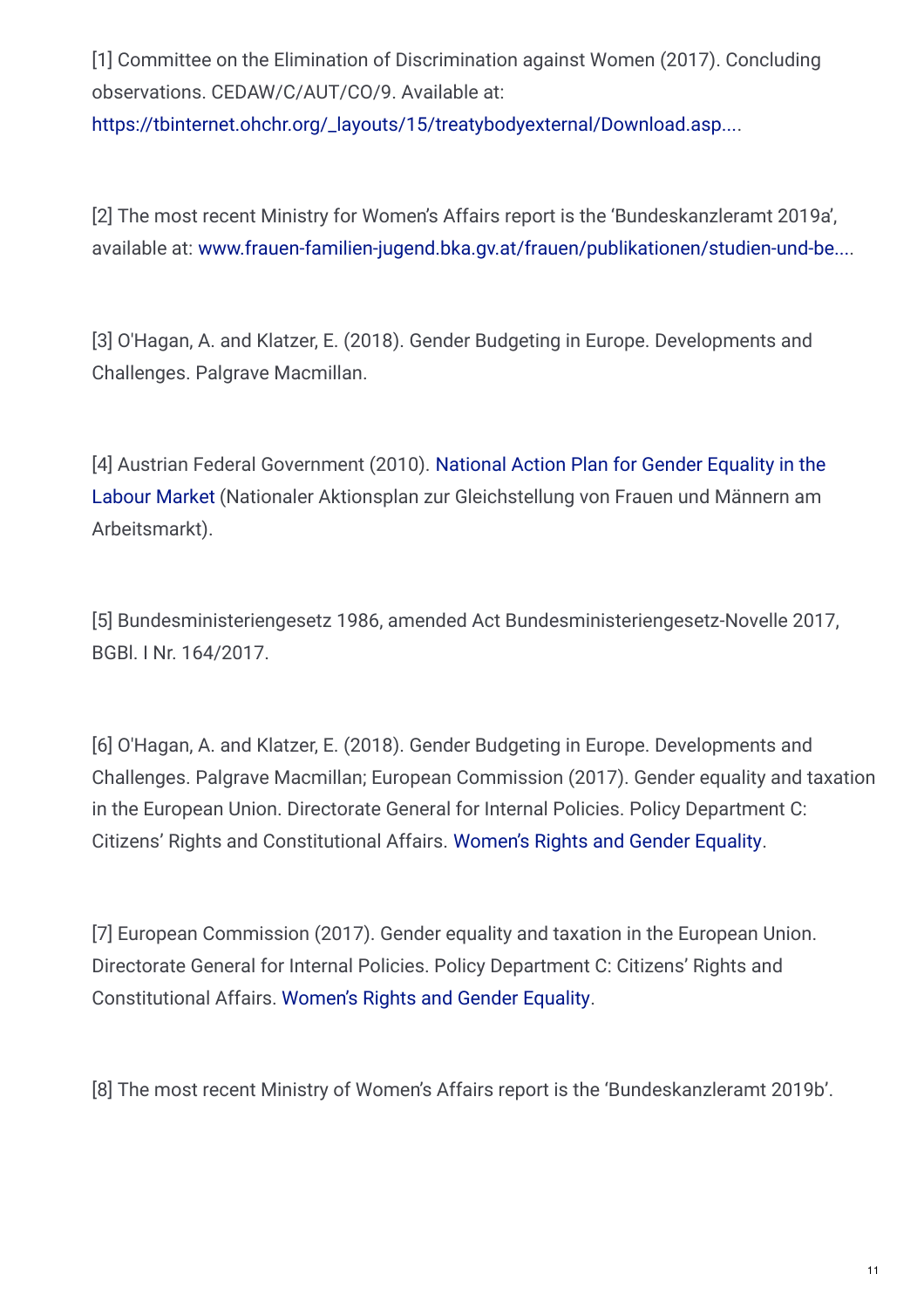[1] Committee on the Elimination of Discrimination against Women (2017). Concluding observations. CEDAW/C/AUT/CO/9. Available at: https://tbinternet.ohchr.org/_layouts/15/treatybodyexternal/Download.asp....

[2] The most recent Ministry for Women's Affairs report is the 'Bundeskanzleramt 2019a', available at: www.frauen-familien-jugend.bka.gv.at/frauen/publikationen/studien-und-be....

[3] O'Hagan, A. and Klatzer, E. (2018). Gender Budgeting in Europe. Developments and Challenges. Palgrave Macmillan.

[4] Austrian Federal Government (2010). National Action Plan for Gender Equality in the Labour Market (Nationaler Aktionsplan zur Gleichstellung von Frauen und Männern am Arbeitsmarkt).

[5] Bundesministeriengesetz 1986, amended Act Bundesministeriengesetz-Novelle 2017, BGBl. I Nr. 164/2017.

[6] O'Hagan, A. and Klatzer, E. (2018). Gender Budgeting in Europe. Developments and Challenges. Palgrave Macmillan; European Commission (2017). Gender equality and taxation in the European Union. Directorate General for Internal Policies. Policy Department C: Citizens' Rights and Constitutional Affairs. Women's Rights and Gender Equality.

[7] European Commission (2017). Gender equality and taxation in the European Union. Directorate General for Internal Policies. Policy Department C: Citizens' Rights and Constitutional Affairs. Women's Rights and Gender Equality.

[8] The most recent Ministry of Women's Affairs report is the 'Bundeskanzleramt 2019b'.